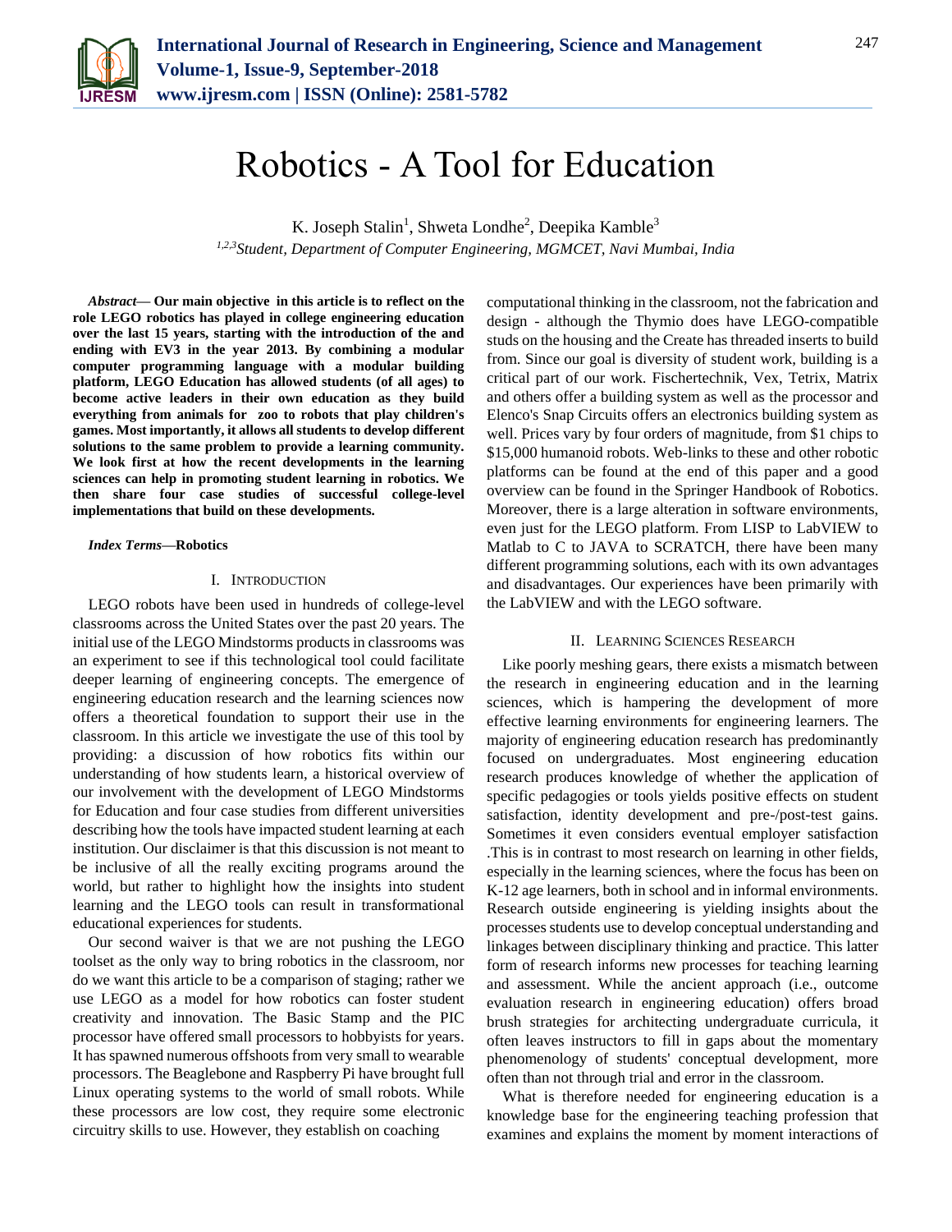# Robotics - A Tool for Education

K. Joseph Stalin[1], Shweta Londhe[2], Deepika Kamble[3]

[1,2,3]*Student, Department of Computer Engineering, MGMCET, Navi Mumbai, India*

***Abstract*— Our main objective in this article is to reflect on the role LEGO robotics has played in college engineering education over the last 15 years, starting with the introduction of the and ending with EV3 in the year 2013. By combining a modular computer programming language with a modular building platform, LEGO Education has allowed students (of all ages) to become active leaders in their own education as they build everything from animals for zoo to robots that play children's games. Most importantly, it allows all students to develop different solutions to the same problem to provide a learning community. We look first at how the recent developments in the learning sciences can help in promoting student learning in robotics. We then share four case studies of successful college-level implementations that build on these developments.**

***Index Terms*—Robotics**

## I. Introduction

LEGO robots have been used in hundreds of college-level classrooms across the United States over the past 20 years. The initial use of the LEGO Mindstorms products in classrooms was an experiment to see if this technological tool could facilitate deeper learning of engineering concepts. The emergence of engineering education research and the learning sciences now offers a theoretical foundation to support their use in the classroom. In this article we investigate the use of this tool by providing: a discussion of how robotics fits within our understanding of how students learn, a historical overview of our involvement with the development of LEGO Mindstorms for Education and four case studies from different universities describing how the tools have impacted student learning at each institution. Our disclaimer is that this discussion is not meant to be inclusive of all the really exciting programs around the world, but rather to highlight how the insights into student learning and the LEGO tools can result in transformational educational experiences for students.

Our second waiver is that we are not pushing the LEGO toolset as the only way to bring robotics in the classroom, nor do we want this article to be a comparison of staging; rather we use LEGO as a model for how robotics can foster student creativity and innovation. The Basic Stamp and the PIC processor have offered small processors to hobbyists for years. It has spawned numerous offshoots from very small to wearable processors. The Beaglebone and Raspberry Pi have brought full Linux operating systems to the world of small robots. While these processors are low cost, they require some electronic circuitry skills to use. However, they establish on coaching computational thinking in the classroom, not the fabrication and design - although the Thymio does have LEGO-compatible studs on the housing and the Create has threaded inserts to build from. Since our goal is diversity of student work, building is a critical part of our work. Fischertechnik, Vex, Tetrix, Matrix and others offer a building system as well as the processor and Elenco's Snap Circuits offers an electronics building system as well. Prices vary by four orders of magnitude, from $1 chips to $15,000 humanoid robots. Web-links to these and other robotic platforms can be found at the end of this paper and a good overview can be found in the Springer Handbook of Robotics. Moreover, there is a large alteration in software environments, even just for the LEGO platform. From LISP to LabVIEW to Matlab to C to JAVA to SCRATCH, there have been many different programming solutions, each with its own advantages and disadvantages. Our experiences have been primarily with the LabVIEW and with the LEGO software.

## II. Learning Sciences Research

Like poorly meshing gears, there exists a mismatch between the research in engineering education and in the learning sciences, which is hampering the development of more effective learning environments for engineering learners. The majority of engineering education research has predominantly focused on undergraduates. Most engineering education research produces knowledge of whether the application of specific pedagogies or tools yields positive effects on student satisfaction, identity development and pre-/post-test gains. Sometimes it even considers eventual employer satisfaction .This is in contrast to most research on learning in other fields, especially in the learning sciences, where the focus has been on K-12 age learners, both in school and in informal environments. Research outside engineering is yielding insights about the processes students use to develop conceptual understanding and linkages between disciplinary thinking and practice. This latter form of research informs new processes for teaching learning and assessment. While the ancient approach (i.e., outcome evaluation research in engineering education) offers broad brush strategies for architecting undergraduate curricula, it often leaves instructors to fill in gaps about the momentary phenomenology of students' conceptual development, more often than not through trial and error in the classroom.

What is therefore needed for engineering education is a knowledge base for the engineering teaching profession that examines and explains the moment by moment interactions of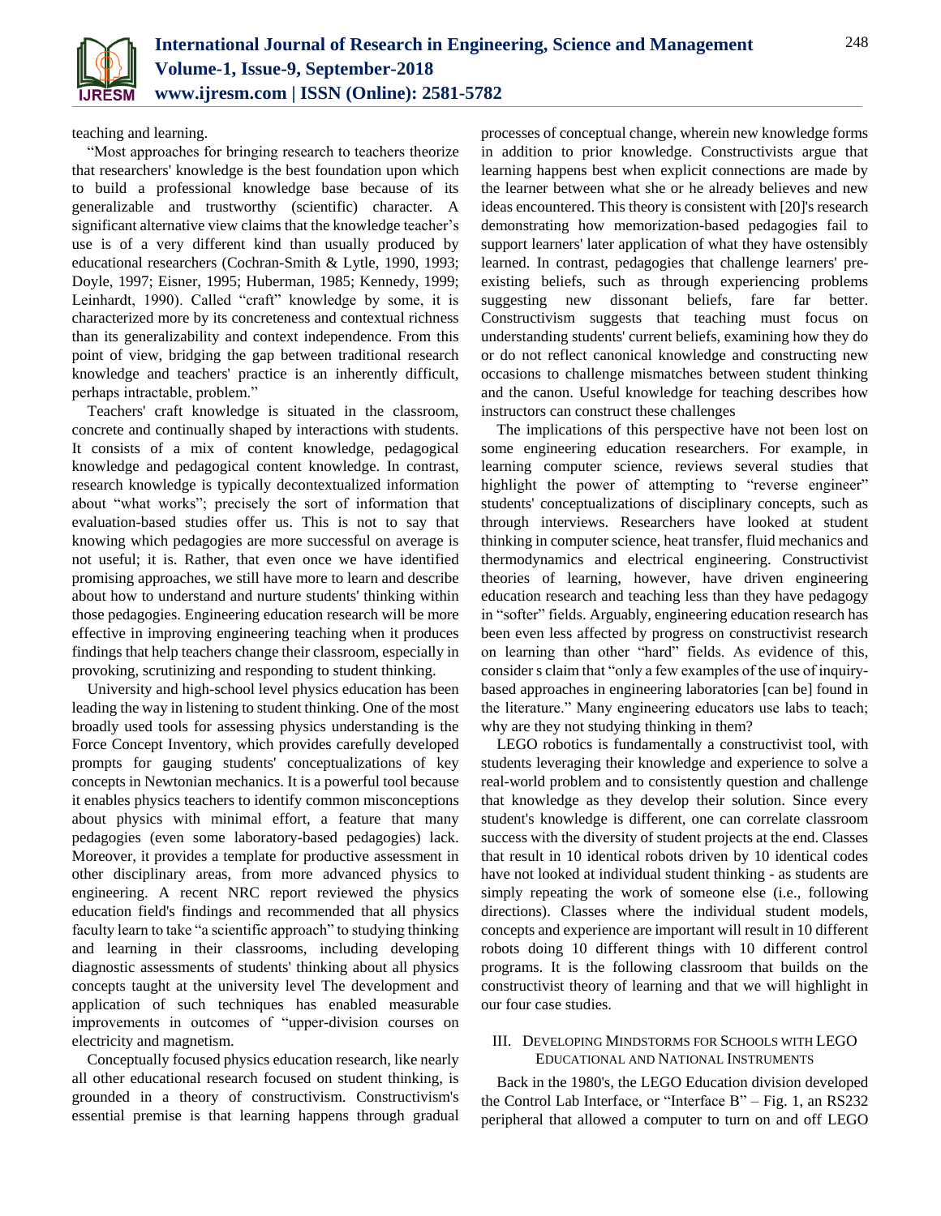teaching and learning.

"Most approaches for bringing research to teachers theorize that researchers' knowledge is the best foundation upon which to build a professional knowledge base because of its generalizable and trustworthy (scientific) character. A significant alternative view claims that the knowledge teacher's use is of a very different kind than usually produced by educational researchers (Cochran-Smith & Lytle, 1990, 1993; Doyle, 1997; Eisner, 1995; Huberman, 1985; Kennedy, 1999; Leinhardt, 1990). Called "craft" knowledge by some, it is characterized more by its concreteness and contextual richness than its generalizability and context independence. From this point of view, bridging the gap between traditional research knowledge and teachers' practice is an inherently difficult, perhaps intractable, problem."

Teachers' craft knowledge is situated in the classroom, concrete and continually shaped by interactions with students. It consists of a mix of content knowledge, pedagogical knowledge and pedagogical content knowledge. In contrast, research knowledge is typically decontextualized information about "what works"; precisely the sort of information that evaluation-based studies offer us. This is not to say that knowing which pedagogies are more successful on average is not useful; it is. Rather, that even once we have identified promising approaches, we still have more to learn and describe about how to understand and nurture students' thinking within those pedagogies. Engineering education research will be more effective in improving engineering teaching when it produces findings that help teachers change their classroom, especially in provoking, scrutinizing and responding to student thinking.

University and high-school level physics education has been leading the way in listening to student thinking. One of the most broadly used tools for assessing physics understanding is the Force Concept Inventory, which provides carefully developed prompts for gauging students' conceptualizations of key concepts in Newtonian mechanics. It is a powerful tool because it enables physics teachers to identify common misconceptions about physics with minimal effort, a feature that many pedagogies (even some laboratory-based pedagogies) lack. Moreover, it provides a template for productive assessment in other disciplinary areas, from more advanced physics to engineering. A recent NRC report reviewed the physics education field's findings and recommended that all physics faculty learn to take "a scientific approach" to studying thinking and learning in their classrooms, including developing diagnostic assessments of students' thinking about all physics concepts taught at the university level The development and application of such techniques has enabled measurable improvements in outcomes of "upper-division courses on electricity and magnetism.

Conceptually focused physics education research, like nearly all other educational research focused on student thinking, is grounded in a theory of constructivism. Constructivism's essential premise is that learning happens through gradual processes of conceptual change, wherein new knowledge forms in addition to prior knowledge. Constructivists argue that learning happens best when explicit connections are made by the learner between what she or he already believes and new ideas encountered. This theory is consistent with [20]'s research demonstrating how memorization-based pedagogies fail to support learners' later application of what they have ostensibly learned. In contrast, pedagogies that challenge learners' pre-existing beliefs, such as through experiencing problems suggesting new dissonant beliefs, fare far better. Constructivism suggests that teaching must focus on understanding students' current beliefs, examining how they do or do not reflect canonical knowledge and constructing new occasions to challenge mismatches between student thinking and the canon. Useful knowledge for teaching describes how instructors can construct these challenges

The implications of this perspective have not been lost on some engineering education researchers. For example, in learning computer science, reviews several studies that highlight the power of attempting to "reverse engineer" students' conceptualizations of disciplinary concepts, such as through interviews. Researchers have looked at student thinking in computer science, heat transfer, fluid mechanics and thermodynamics and electrical engineering. Constructivist theories of learning, however, have driven engineering education research and teaching less than they have pedagogy in "softer" fields. Arguably, engineering education research has been even less affected by progress on constructivist research on learning than other "hard" fields. As evidence of this, consider s claim that "only a few examples of the use of inquiry-based approaches in engineering laboratories [can be] found in the literature." Many engineering educators use labs to teach; why are they not studying thinking in them?

LEGO robotics is fundamentally a constructivist tool, with students leveraging their knowledge and experience to solve a real-world problem and to consistently question and challenge that knowledge as they develop their solution. Since every student's knowledge is different, one can correlate classroom success with the diversity of student projects at the end. Classes that result in 10 identical robots driven by 10 identical codes have not looked at individual student thinking - as students are simply repeating the work of someone else (i.e., following directions). Classes where the individual student models, concepts and experience are important will result in 10 different robots doing 10 different things with 10 different control programs. It is the following classroom that builds on the constructivist theory of learning and that we will highlight in our four case studies.

## III. Developing Mindstorms for Schools with LEGO Educational and National Instruments

Back in the 1980's, the LEGO Education division developed the Control Lab Interface, or "Interface B" – Fig. 1, an RS232 peripheral that allowed a computer to turn on and off LEGO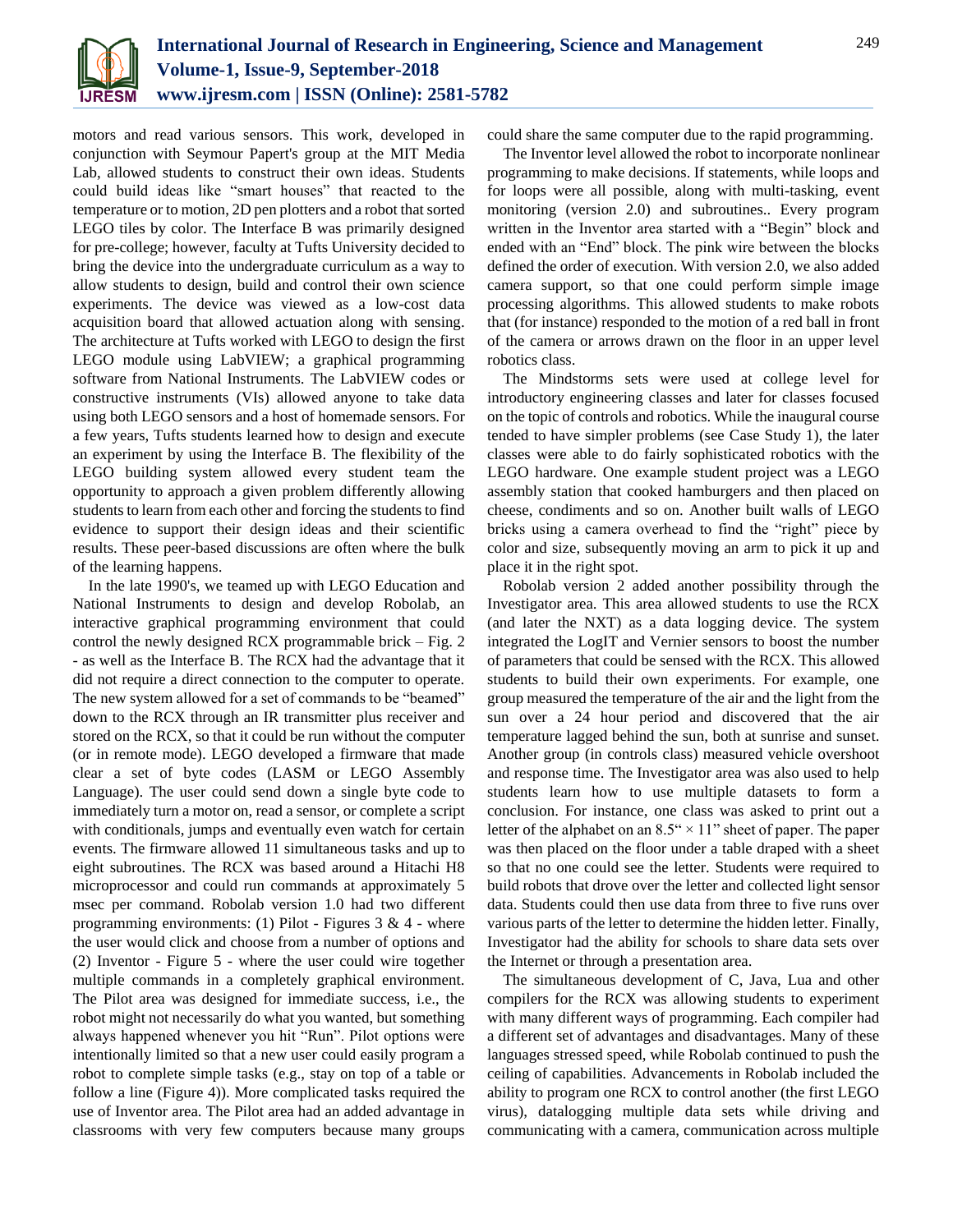motors and read various sensors. This work, developed in conjunction with Seymour Papert's group at the MIT Media Lab, allowed students to construct their own ideas. Students could build ideas like "smart houses" that reacted to the temperature or to motion, 2D pen plotters and a robot that sorted LEGO tiles by color. The Interface B was primarily designed for pre-college; however, faculty at Tufts University decided to bring the device into the undergraduate curriculum as a way to allow students to design, build and control their own science experiments. The device was viewed as a low-cost data acquisition board that allowed actuation along with sensing. The architecture at Tufts worked with LEGO to design the first LEGO module using LabVIEW; a graphical programming software from National Instruments. The LabVIEW codes or constructive instruments (VIs) allowed anyone to take data using both LEGO sensors and a host of homemade sensors. For a few years, Tufts students learned how to design and execute an experiment by using the Interface B. The flexibility of the LEGO building system allowed every student team the opportunity to approach a given problem differently allowing students to learn from each other and forcing the students to find evidence to support their design ideas and their scientific results. These peer-based discussions are often where the bulk of the learning happens.

In the late 1990's, we teamed up with LEGO Education and National Instruments to design and develop Robolab, an interactive graphical programming environment that could control the newly designed RCX programmable brick – Fig. 2 - as well as the Interface B. The RCX had the advantage that it did not require a direct connection to the computer to operate. The new system allowed for a set of commands to be "beamed" down to the RCX through an IR transmitter plus receiver and stored on the RCX, so that it could be run without the computer (or in remote mode). LEGO developed a firmware that made clear a set of byte codes (LASM or LEGO Assembly Language). The user could send down a single byte code to immediately turn a motor on, read a sensor, or complete a script with conditionals, jumps and eventually even watch for certain events. The firmware allowed 11 simultaneous tasks and up to eight subroutines. The RCX was based around a Hitachi H8 microprocessor and could run commands at approximately 5 msec per command. Robolab version 1.0 had two different programming environments: (1) Pilot - Figures 3 & 4 - where the user would click and choose from a number of options and (2) Inventor - Figure 5 - where the user could wire together multiple commands in a completely graphical environment. The Pilot area was designed for immediate success, i.e., the robot might not necessarily do what you wanted, but something always happened whenever you hit "Run". Pilot options were intentionally limited so that a new user could easily program a robot to complete simple tasks (e.g., stay on top of a table or follow a line (Figure 4)). More complicated tasks required the use of Inventor area. The Pilot area had an added advantage in classrooms with very few computers because many groups could share the same computer due to the rapid programming.

The Inventor level allowed the robot to incorporate nonlinear programming to make decisions. If statements, while loops and for loops were all possible, along with multi-tasking, event monitoring (version 2.0) and subroutines.. Every program written in the Inventor area started with a "Begin" block and ended with an "End" block. The pink wire between the blocks defined the order of execution. With version 2.0, we also added camera support, so that one could perform simple image processing algorithms. This allowed students to make robots that (for instance) responded to the motion of a red ball in front of the camera or arrows drawn on the floor in an upper level robotics class.

The Mindstorms sets were used at college level for introductory engineering classes and later for classes focused on the topic of controls and robotics. While the inaugural course tended to have simpler problems (see Case Study 1), the later classes were able to do fairly sophisticated robotics with the LEGO hardware. One example student project was a LEGO assembly station that cooked hamburgers and then placed on cheese, condiments and so on. Another built walls of LEGO bricks using a camera overhead to find the "right" piece by color and size, subsequently moving an arm to pick it up and place it in the right spot.

Robolab version 2 added another possibility through the Investigator area. This area allowed students to use the RCX (and later the NXT) as a data logging device. The system integrated the LogIT and Vernier sensors to boost the number of parameters that could be sensed with the RCX. This allowed students to build their own experiments. For example, one group measured the temperature of the air and the light from the sun over a 24 hour period and discovered that the air temperature lagged behind the sun, both at sunrise and sunset. Another group (in controls class) measured vehicle overshoot and response time. The Investigator area was also used to help students learn how to use multiple datasets to form a conclusion. For instance, one class was asked to print out a letter of the alphabet on an 8.5" × 11" sheet of paper. The paper was then placed on the floor under a table draped with a sheet so that no one could see the letter. Students were required to build robots that drove over the letter and collected light sensor data. Students could then use data from three to five runs over various parts of the letter to determine the hidden letter. Finally, Investigator had the ability for schools to share data sets over the Internet or through a presentation area.

The simultaneous development of C, Java, Lua and other compilers for the RCX was allowing students to experiment with many different ways of programming. Each compiler had a different set of advantages and disadvantages. Many of these languages stressed speed, while Robolab continued to push the ceiling of capabilities. Advancements in Robolab included the ability to program one RCX to control another (the first LEGO virus), datalogging multiple data sets while driving and communicating with a camera, communication across multiple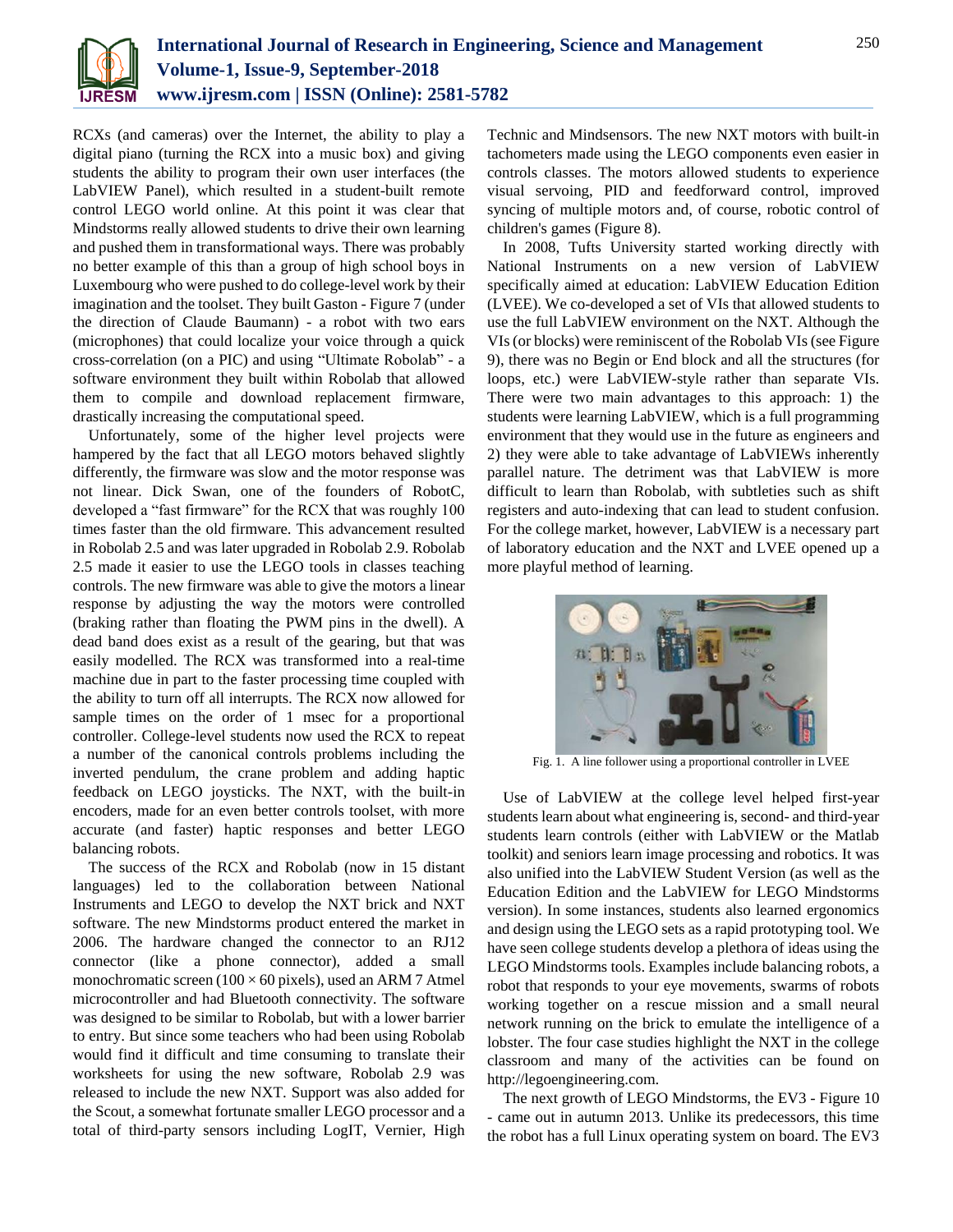RCXs (and cameras) over the Internet, the ability to play a digital piano (turning the RCX into a music box) and giving students the ability to program their own user interfaces (the LabVIEW Panel), which resulted in a student-built remote control LEGO world online. At this point it was clear that Mindstorms really allowed students to drive their own learning and pushed them in transformational ways. There was probably no better example of this than a group of high school boys in Luxembourg who were pushed to do college-level work by their imagination and the toolset. They built Gaston - Figure 7 (under the direction of Claude Baumann) - a robot with two ears (microphones) that could localize your voice through a quick cross-correlation (on a PIC) and using "Ultimate Robolab" - a software environment they built within Robolab that allowed them to compile and download replacement firmware, drastically increasing the computational speed.

Unfortunately, some of the higher level projects were hampered by the fact that all LEGO motors behaved slightly differently, the firmware was slow and the motor response was not linear. Dick Swan, one of the founders of RobotC, developed a "fast firmware" for the RCX that was roughly 100 times faster than the old firmware. This advancement resulted in Robolab 2.5 and was later upgraded in Robolab 2.9. Robolab 2.5 made it easier to use the LEGO tools in classes teaching controls. The new firmware was able to give the motors a linear response by adjusting the way the motors were controlled (braking rather than floating the PWM pins in the dwell). A dead band does exist as a result of the gearing, but that was easily modelled. The RCX was transformed into a real-time machine due in part to the faster processing time coupled with the ability to turn off all interrupts. The RCX now allowed for sample times on the order of 1 msec for a proportional controller. College-level students now used the RCX to repeat a number of the canonical controls problems including the inverted pendulum, the crane problem and adding haptic feedback on LEGO joysticks. The NXT, with the built-in encoders, made for an even better controls toolset, with more accurate (and faster) haptic responses and better LEGO balancing robots.

The success of the RCX and Robolab (now in 15 distant languages) led to the collaboration between National Instruments and LEGO to develop the NXT brick and NXT software. The new Mindstorms product entered the market in 2006. The hardware changed the connector to an RJ12 connector (like a phone connector), added a small monochromatic screen ($100 \times 60$ pixels), used an ARM 7 Atmel microcontroller and had Bluetooth connectivity. The software was designed to be similar to Robolab, but with a lower barrier to entry. But since some teachers who had been using Robolab would find it difficult and time consuming to translate their worksheets for using the new software, Robolab 2.9 was released to include the new NXT. Support was also added for the Scout, a somewhat fortunate smaller LEGO processor and a total of third-party sensors including LogIT, Vernier, High Technic and Mindsensors. The new NXT motors with built-in tachometers made using the LEGO components even easier in controls classes. The motors allowed students to experience visual servoing, PID and feedforward control, improved syncing of multiple motors and, of course, robotic control of children's games (Figure 8).

In 2008, Tufts University started working directly with National Instruments on a new version of LabVIEW specifically aimed at education: LabVIEW Education Edition (LVEE). We co-developed a set of VIs that allowed students to use the full LabVIEW environment on the NXT. Although the VIs (or blocks) were reminiscent of the Robolab VIs (see Figure 9), there was no Begin or End block and all the structures (for loops, etc.) were LabVIEW-style rather than separate VIs. There were two main advantages to this approach: 1) the students were learning LabVIEW, which is a full programming environment that they would use in the future as engineers and 2) they were able to take advantage of LabVIEWs inherently parallel nature. The detriment was that LabVIEW is more difficult to learn than Robolab, with subtleties such as shift registers and auto-indexing that can lead to student confusion. For the college market, however, LabVIEW is a necessary part of laboratory education and the NXT and LVEE opened up a more playful method of learning.

Fig. 1. A line follower using a proportional controller in LVEE

Use of LabVIEW at the college level helped first-year students learn about what engineering is, second- and third-year students learn controls (either with LabVIEW or the Matlab toolkit) and seniors learn image processing and robotics. It was also unified into the LabVIEW Student Version (as well as the Education Edition and the LabVIEW for LEGO Mindstorms version). In some instances, students also learned ergonomics and design using the LEGO sets as a rapid prototyping tool. We have seen college students develop a plethora of ideas using the LEGO Mindstorms tools. Examples include balancing robots, a robot that responds to your eye movements, swarms of robots working together on a rescue mission and a small neural network running on the brick to emulate the intelligence of a lobster. The four case studies highlight the NXT in the college classroom and many of the activities can be found on http://legoengineering.com.

The next growth of LEGO Mindstorms, the EV3 - Figure 10 - came out in autumn 2013. Unlike its predecessors, this time the robot has a full Linux operating system on board. The EV3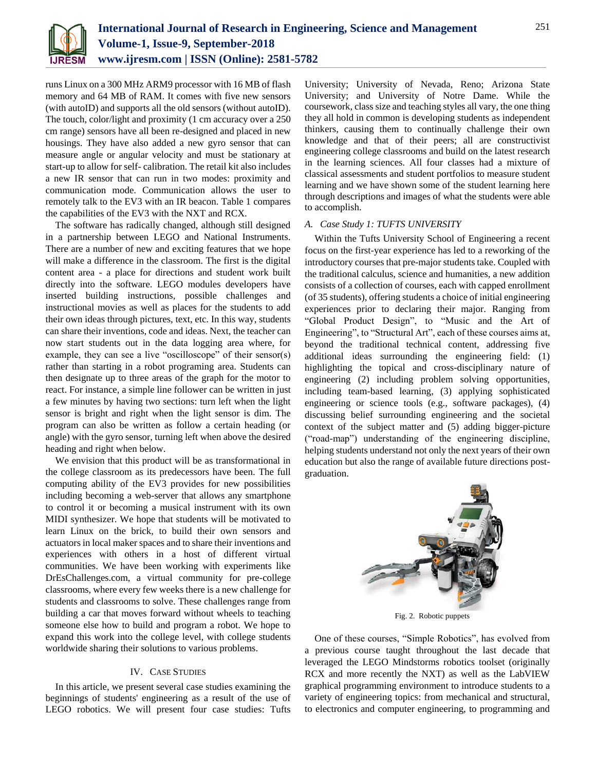runs Linux on a 300 MHz ARM9 processor with 16 MB of flash memory and 64 MB of RAM. It comes with five new sensors (with autoID) and supports all the old sensors (without autoID). The touch, color/light and proximity (1 cm accuracy over a 250 cm range) sensors have all been re-designed and placed in new housings. They have also added a new gyro sensor that can measure angle or angular velocity and must be stationary at start-up to allow for self- calibration. The retail kit also includes a new IR sensor that can run in two modes: proximity and communication mode. Communication allows the user to remotely talk to the EV3 with an IR beacon. Table 1 compares the capabilities of the EV3 with the NXT and RCX.

The software has radically changed, although still designed in a partnership between LEGO and National Instruments. There are a number of new and exciting features that we hope will make a difference in the classroom. The first is the digital content area - a place for directions and student work built directly into the software. LEGO modules developers have inserted building instructions, possible challenges and instructional movies as well as places for the students to add their own ideas through pictures, text, etc. In this way, students can share their inventions, code and ideas. Next, the teacher can now start students out in the data logging area where, for example, they can see a live "oscilloscope" of their sensor(s) rather than starting in a robot programing area. Students can then designate up to three areas of the graph for the motor to react. For instance, a simple line follower can be written in just a few minutes by having two sections: turn left when the light sensor is bright and right when the light sensor is dim. The program can also be written as follow a certain heading (or angle) with the gyro sensor, turning left when above the desired heading and right when below.

We envision that this product will be as transformational in the college classroom as its predecessors have been. The full computing ability of the EV3 provides for new possibilities including becoming a web-server that allows any smartphone to control it or becoming a musical instrument with its own MIDI synthesizer. We hope that students will be motivated to learn Linux on the brick, to build their own sensors and actuators in local maker spaces and to share their inventions and experiences with others in a host of different virtual communities. We have been working with experiments like DrEsChallenges.com, a virtual community for pre-college classrooms, where every few weeks there is a new challenge for students and classrooms to solve. These challenges range from building a car that moves forward without wheels to teaching someone else how to build and program a robot. We hope to expand this work into the college level, with college students worldwide sharing their solutions to various problems.

## IV. Case Studies

In this article, we present several case studies examining the beginnings of students' engineering as a result of the use of LEGO robotics. We will present four case studies: Tufts University; University of Nevada, Reno; Arizona State University; and University of Notre Dame. While the coursework, class size and teaching styles all vary, the one thing they all hold in common is developing students as independent thinkers, causing them to continually challenge their own knowledge and that of their peers; all are constructivist engineering college classrooms and build on the latest research in the learning sciences. All four classes had a mixture of classical assessments and student portfolios to measure student learning and we have shown some of the student learning here through descriptions and images of what the students were able to accomplish.

### *A. Case Study 1: TUFTS UNIVERSITY*

Within the Tufts University School of Engineering a recent focus on the first-year experience has led to a reworking of the introductory courses that pre-major students take. Coupled with the traditional calculus, science and humanities, a new addition consists of a collection of courses, each with capped enrollment (of 35 students), offering students a choice of initial engineering experiences prior to declaring their major. Ranging from "Global Product Design", to "Music and the Art of Engineering", to "Structural Art", each of these courses aims at, beyond the traditional technical content, addressing five additional ideas surrounding the engineering field: (1) highlighting the topical and cross-disciplinary nature of engineering (2) including problem solving opportunities, including team-based learning, (3) applying sophisticated engineering or science tools (e.g., software packages), (4) discussing belief surrounding engineering and the societal context of the subject matter and (5) adding bigger-picture ("road-map") understanding of the engineering discipline, helping students understand not only the next years of their own education but also the range of available future directions post-graduation.

Fig. 2. Robotic puppets

One of these courses, "Simple Robotics", has evolved from a previous course taught throughout the last decade that leveraged the LEGO Mindstorms robotics toolset (originally RCX and more recently the NXT) as well as the LabVIEW graphical programming environment to introduce students to a variety of engineering topics: from mechanical and structural, to electronics and computer engineering, to programming and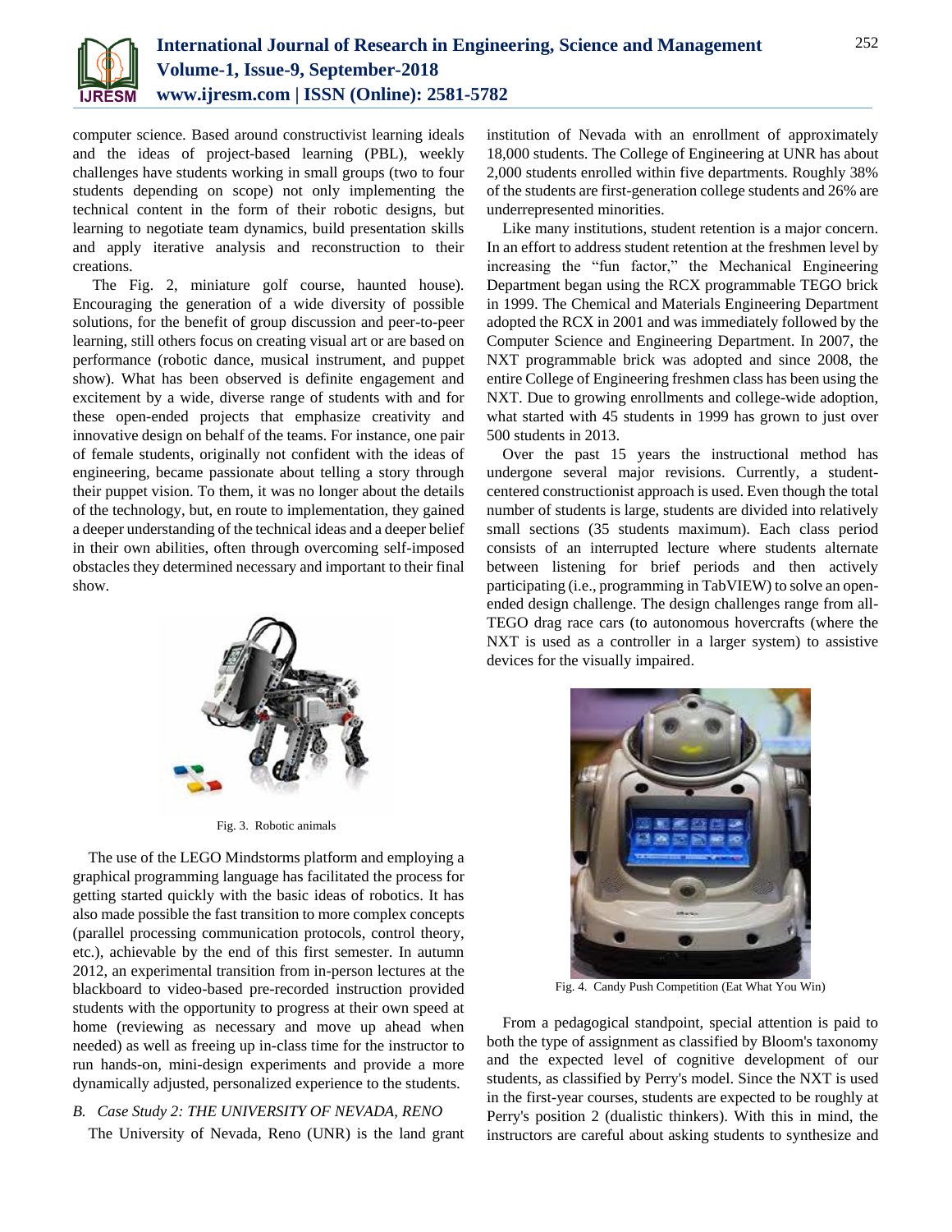computer science. Based around constructivist learning ideals and the ideas of project-based learning (PBL), weekly challenges have students working in small groups (two to four students depending on scope) not only implementing the technical content in the form of their robotic designs, but learning to negotiate team dynamics, build presentation skills and apply iterative analysis and reconstruction to their creations.

The Fig. 2, miniature golf course, haunted house). Encouraging the generation of a wide diversity of possible solutions, for the benefit of group discussion and peer-to-peer learning, still others focus on creating visual art or are based on performance (robotic dance, musical instrument, and puppet show). What has been observed is definite engagement and excitement by a wide, diverse range of students with and for these open-ended projects that emphasize creativity and innovative design on behalf of the teams. For instance, one pair of female students, originally not confident with the ideas of engineering, became passionate about telling a story through their puppet vision. To them, it was no longer about the details of the technology, but, en route to implementation, they gained a deeper understanding of the technical ideas and a deeper belief in their own abilities, often through overcoming self-imposed obstacles they determined necessary and important to their final show.

Fig. 3. Robotic animals

The use of the LEGO Mindstorms platform and employing a graphical programming language has facilitated the process for getting started quickly with the basic ideas of robotics. It has also made possible the fast transition to more complex concepts (parallel processing communication protocols, control theory, etc.), achievable by the end of this first semester. In autumn 2012, an experimental transition from in-person lectures at the blackboard to video-based pre-recorded instruction provided students with the opportunity to progress at their own speed at home (reviewing as necessary and move up ahead when needed) as well as freeing up in-class time for the instructor to run hands-on, mini-design experiments and provide a more dynamically adjusted, personalized experience to the students.

### *B. Case Study 2: THE UNIVERSITY OF NEVADA, RENO*

The University of Nevada, Reno (UNR) is the land grant institution of Nevada with an enrollment of approximately 18,000 students. The College of Engineering at UNR has about 2,000 students enrolled within five departments. Roughly 38% of the students are first-generation college students and 26% are underrepresented minorities.

Like many institutions, student retention is a major concern. In an effort to address student retention at the freshmen level by increasing the “fun factor,” the Mechanical Engineering Department began using the RCX programmable TEGO brick in 1999. The Chemical and Materials Engineering Department adopted the RCX in 2001 and was immediately followed by the Computer Science and Engineering Department. In 2007, the NXT programmable brick was adopted and since 2008, the entire College of Engineering freshmen class has been using the NXT. Due to growing enrollments and college-wide adoption, what started with 45 students in 1999 has grown to just over 500 students in 2013.

Over the past 15 years the instructional method has undergone several major revisions. Currently, a student-centered constructionist approach is used. Even though the total number of students is large, students are divided into relatively small sections (35 students maximum). Each class period consists of an interrupted lecture where students alternate between listening for brief periods and then actively participating (i.e., programming in TabVIEW) to solve an open-ended design challenge. The design challenges range from all-TEGO drag race cars (to autonomous hovercrafts (where the NXT is used as a controller in a larger system) to assistive devices for the visually impaired.

Fig. 4. Candy Push Competition (Eat What You Win)

From a pedagogical standpoint, special attention is paid to both the type of assignment as classified by Bloom's taxonomy and the expected level of cognitive development of our students, as classified by Perry's model. Since the NXT is used in the first-year courses, students are expected to be roughly at Perry's position 2 (dualistic thinkers). With this in mind, the instructors are careful about asking students to synthesize and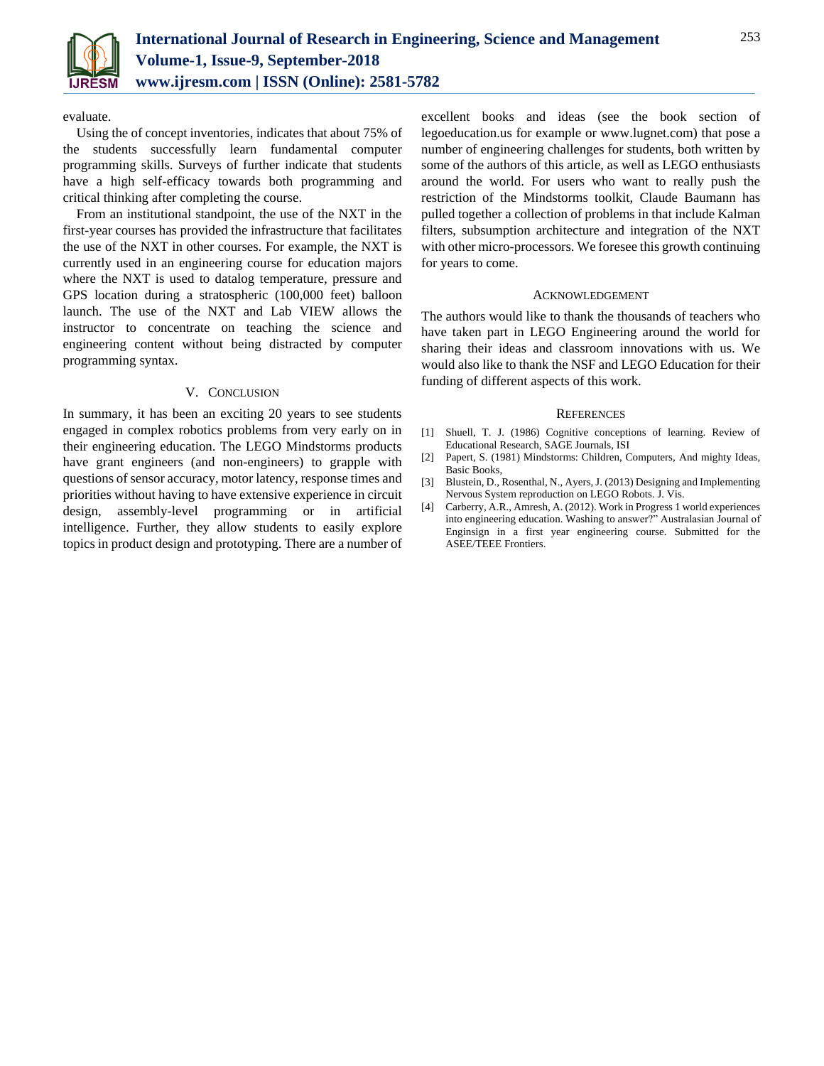evaluate.

Using the of concept inventories, indicates that about 75% of the students successfully learn fundamental computer programming skills. Surveys of further indicate that students have a high self-efficacy towards both programming and critical thinking after completing the course.

From an institutional standpoint, the use of the NXT in the first-year courses has provided the infrastructure that facilitates the use of the NXT in other courses. For example, the NXT is currently used in an engineering course for education majors where the NXT is used to datalog temperature, pressure and GPS location during a stratospheric (100,000 feet) balloon launch. The use of the NXT and Lab VIEW allows the instructor to concentrate on teaching the science and engineering content without being distracted by computer programming syntax.

## V. Conclusion

In summary, it has been an exciting 20 years to see students engaged in complex robotics problems from very early on in their engineering education. The LEGO Mindstorms products have grant engineers (and non-engineers) to grapple with questions of sensor accuracy, motor latency, response times and priorities without having to have extensive experience in circuit design, assembly-level programming or in artificial intelligence. Further, they allow students to easily explore topics in product design and prototyping. There are a number of excellent books and ideas (see the book section of legoeducation.us for example or www.lugnet.com) that pose a number of engineering challenges for students, both written by some of the authors of this article, as well as LEGO enthusiasts around the world. For users who want to really push the restriction of the Mindstorms toolkit, Claude Baumann has pulled together a collection of problems in that include Kalman filters, subsumption architecture and integration of the NXT with other micro-processors. We foresee this growth continuing for years to come.

## Acknowledgement

The authors would like to thank the thousands of teachers who have taken part in LEGO Engineering around the world for sharing their ideas and classroom innovations with us. We would also like to thank the NSF and LEGO Education for their funding of different aspects of this work.

## References

[1] Shuell, T. J. (1986) Cognitive conceptions of learning. Review of Educational Research, SAGE Journals, ISI

[2] Papert, S. (1981) Mindstorms: Children, Computers, And mighty Ideas, Basic Books,

[3] Blustein, D., Rosenthal, N., Ayers, J. (2013) Designing and Implementing Nervous System reproduction on LEGO Robots. J. Vis.

[4] Carberry, A.R., Amresh, A. (2012). Work in Progress 1 world experiences into engineering education. Washing to answer?" Australasian Journal of Enginsign in a first year engineering course. Submitted for the ASEE/TEEE Frontiers.